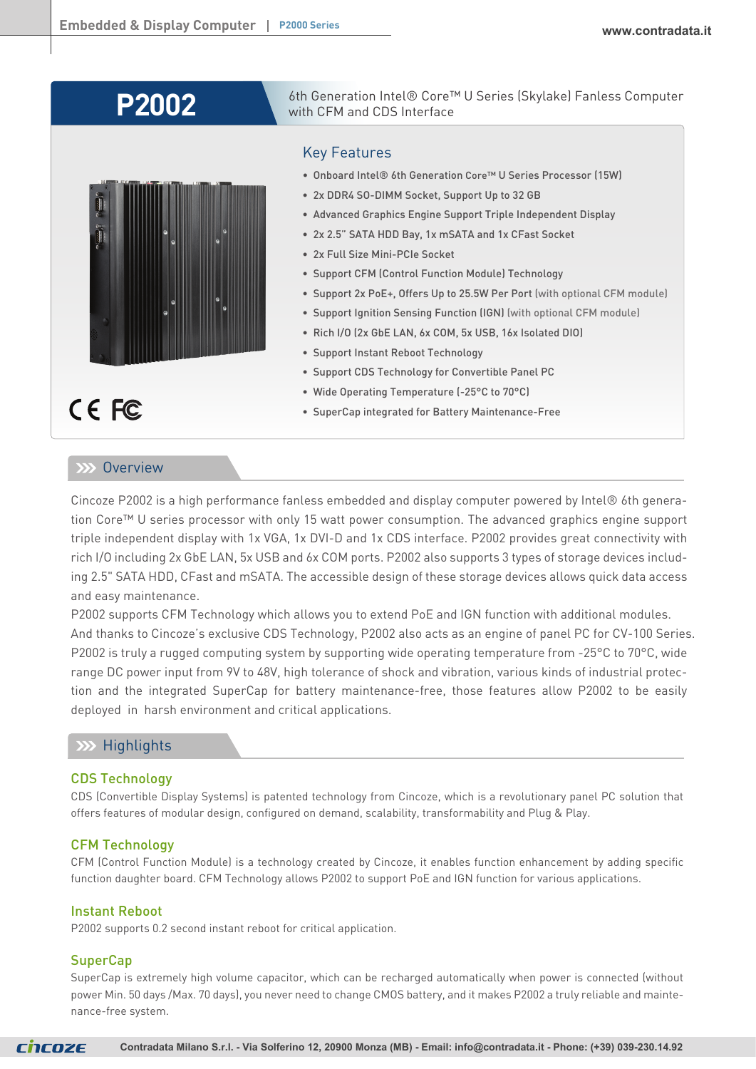# P2002

6th Generation Intel® Core™ U Series (Skylake) Fanless Computer with CFM and CDS Interface

## Key Features

- Onboard Intel® 6th Generation Core™ U Series Processor (15W)
- 2x DDR4 SO-DIMM Socket, Support Up to 32 GB
- Advanced Graphics Engine Support Triple Independent Display
- 2x 2.5" SATA HDD Bay, 1x mSATA and 1x CFast Socket
- 2x Full Size Mini-PCIe Socket
- Support CFM (Control Function Module) Technology
- Support 2x PoE+, Offers Up to 25.5W Per Port (with optional CFM module)
- Support Ignition Sensing Function (IGN) (with optional CFM module)
- Rich I/O (2x GbE LAN, 6x COM, 5x USB, 16x Isolated DIO)
- Support Instant Reboot Technology
- Support CDS Technology for Convertible Panel PC
- Wide Operating Temperature (-25°C to 70°C)
- SuperCap integrated for Battery Maintenance-Free

## Overview

Cincoze P2002 is a high performance fanless embedded and display computer powered by Intel® 6th generation Core™ U series processor with only 15 watt power consumption. The advanced graphics engine support triple independent display with 1x VGA, 1x DVI-D and 1x CDS interface. P2002 provides great connectivity with rich I/O including 2x GbE LAN, 5x USB and 6x COM ports. P2002 also supports 3 types of storage devices including 2.5" SATA HDD, CFast and mSATA. The accessible design of these storage devices allows quick data access and easy maintenance.

P2002 supports CFM Technology which allows you to extend PoE and IGN function with additional modules. And thanks to Cincoze's exclusive CDS Technology, P2002 also acts as an engine of panel PC for CV-100 Series. P2002 is truly a rugged computing system by supporting wide operating temperature from -25°C to 70°C, wide range DC power input from 9V to 48V, high tolerance of shock and vibration, various kinds of industrial protection and the integrated SuperCap for battery maintenance-free, those features allow P2002 to be easily deployed in harsh environment and critical applications.

## Highlights

### CDS Technology

CDS (Convertible Display Systems) is patented technology from Cincoze, which is a revolutionary panel PC solution that offers features of modular design, configured on demand, scalability, transformability and Plug & Play.

### CFM Technology

CFM (Control Function Module) is a technology created by Cincoze, it enables function enhancement by adding specific function daughter board. CFM Technology allows P2002 to support PoE and IGN function for various applications.

### Instant Reboot

P2002 supports 0.2 second instant reboot for critical application.

### SuperCap

SuperCap is extremely high volume capacitor, which can be recharged automatically when power is connected (without power Min. 50 days /Max. 70 days), you never need to change CMOS battery, and it makes P2002 a truly reliable and maintenance-free system.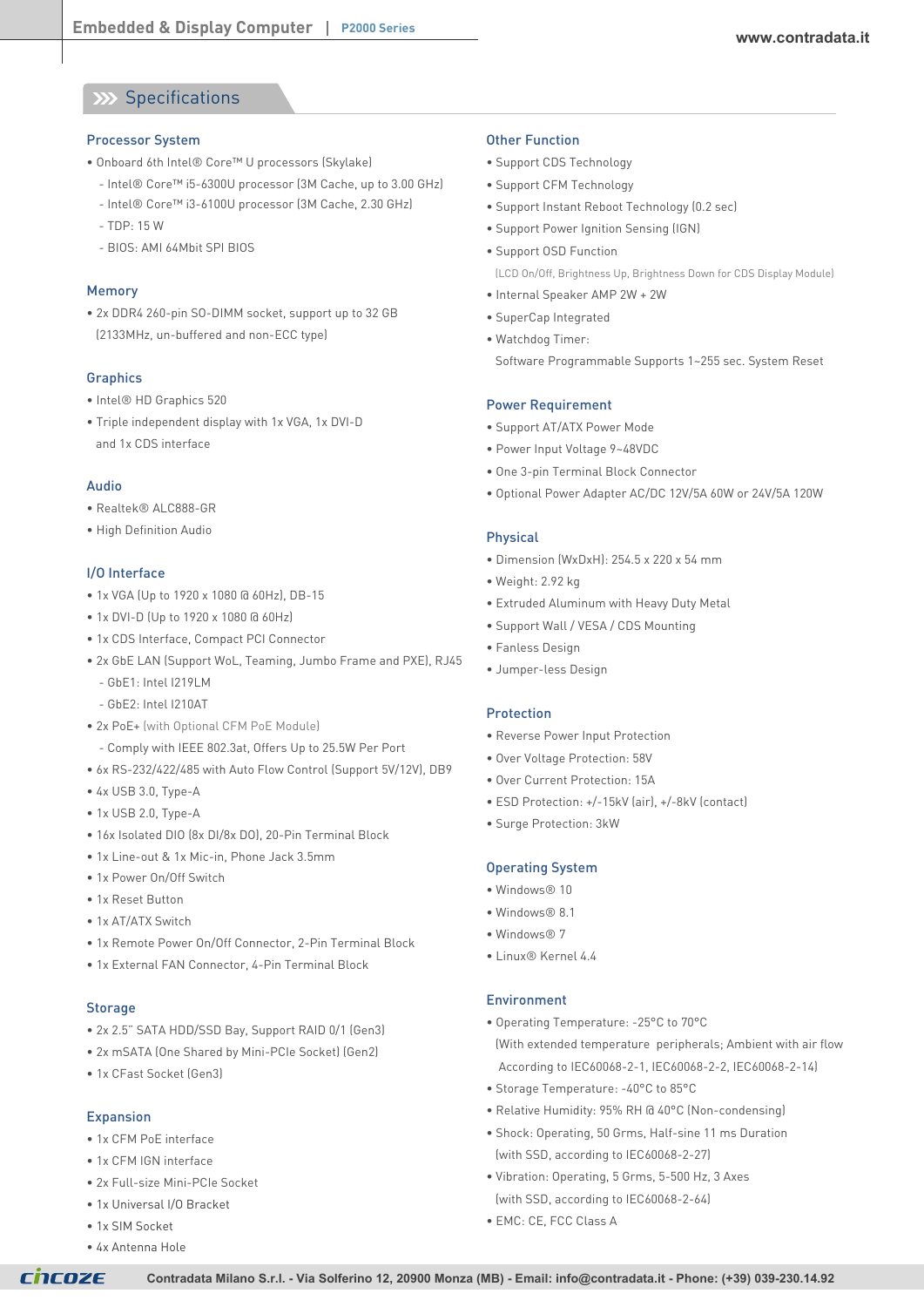## Specifications

### Processor System

- Onboard 6th Intel® Core™ U processors (Skylake)
  - Intel® Core™ i5-6300U processor (3M Cache, up to 3.00 GHz)
  - Intel® Core™ i3-6100U processor (3M Cache, 2.30 GHz)
  - TDP: 15 W
  - BIOS: AMI 64Mbit SPI BIOS

### Memory

- 2x DDR4 260-pin SO-DIMM socket, support up to 32 GB (2133MHz, un-buffered and non-ECC type)

### Graphics

- Intel® HD Graphics 520
- Triple independent display with 1x VGA, 1x DVI-D and 1x CDS interface

### Audio

- Realtek® ALC888-GR
- High Definition Audio

### I/O Interface

- 1x VGA (Up to 1920 x 1080 @ 60Hz), DB-15
- 1x DVI-D (Up to 1920 x 1080 @ 60Hz)
- 1x CDS Interface, Compact PCI Connector
- 2x GbE LAN (Support WoL, Teaming, Jumbo Frame and PXE), RJ45
  - GbE1: Intel I219LM
  - GbE2: Intel I210AT
- 2x PoE+ (with Optional CFM PoE Module)
  - Comply with IEEE 802.3at, Offers Up to 25.5W Per Port
- 6x RS-232/422/485 with Auto Flow Control (Support 5V/12V), DB9
- 4x USB 3.0, Type-A
- 1x USB 2.0, Type-A
- 16x Isolated DIO (8x DI/8x DO), 20-Pin Terminal Block
- 1x Line-out & 1x Mic-in, Phone Jack 3.5mm
- 1x Power On/Off Switch
- 1x Reset Button
- 1x AT/ATX Switch
- 1x Remote Power On/Off Connector, 2-Pin Terminal Block
- 1x External FAN Connector, 4-Pin Terminal Block

### Storage

- 2x 2.5" SATA HDD/SSD Bay, Support RAID 0/1 (Gen3)
- 2x mSATA (One Shared by Mini-PCIe Socket) (Gen2)
- 1x CFast Socket (Gen3)

### Expansion

- 1x CFM PoE interface
- 1x CFM IGN interface
- 2x Full-size Mini-PCIe Socket
- 1x Universal I/O Bracket
- 1x SIM Socket
- 4x Antenna Hole

### Other Function

- Support CDS Technology
- Support CFM Technology
- Support Instant Reboot Technology (0.2 sec)
- Support Power Ignition Sensing (IGN)
- Support OSD Function
  (LCD On/Off, Brightness Up, Brightness Down for CDS Display Module)
- Internal Speaker AMP 2W + 2W
- SuperCap Integrated
- Watchdog Timer:
  Software Programmable Supports 1~255 sec. System Reset

### Power Requirement

- Support AT/ATX Power Mode
- Power Input Voltage 9~48VDC
- One 3-pin Terminal Block Connector
- Optional Power Adapter AC/DC 12V/5A 60W or 24V/5A 120W

### Physical

- Dimension (WxDxH): 254.5 x 220 x 54 mm
- Weight: 2.92 kg
- Extruded Aluminum with Heavy Duty Metal
- Support Wall / VESA / CDS Mounting
- Fanless Design
- Jumper-less Design

### Protection

- Reverse Power Input Protection
- Over Voltage Protection: 58V
- Over Current Protection: 15A
- ESD Protection: +/-15kV (air), +/-8kV (contact)
- Surge Protection: 3kW

### Operating System

- Windows® 10
- Windows® 8.1
- Windows® 7
- Linux® Kernel 4.4

### Environment

- Operating Temperature: -25°C to 70°C
  (With extended temperature peripherals; Ambient with air flow According to IEC60068-2-1, IEC60068-2-2, IEC60068-2-14)
- Storage Temperature: -40°C to 85°C
- Relative Humidity: 95% RH @ 40°C (Non-condensing)
- Shock: Operating, 50 Grms, Half-sine 11 ms Duration
  (with SSD, according to IEC60068-2-27)
- Vibration: Operating, 5 Grms, 5-500 Hz, 3 Axes
  (with SSD, according to IEC60068-2-64)
- EMC: CE, FCC Class A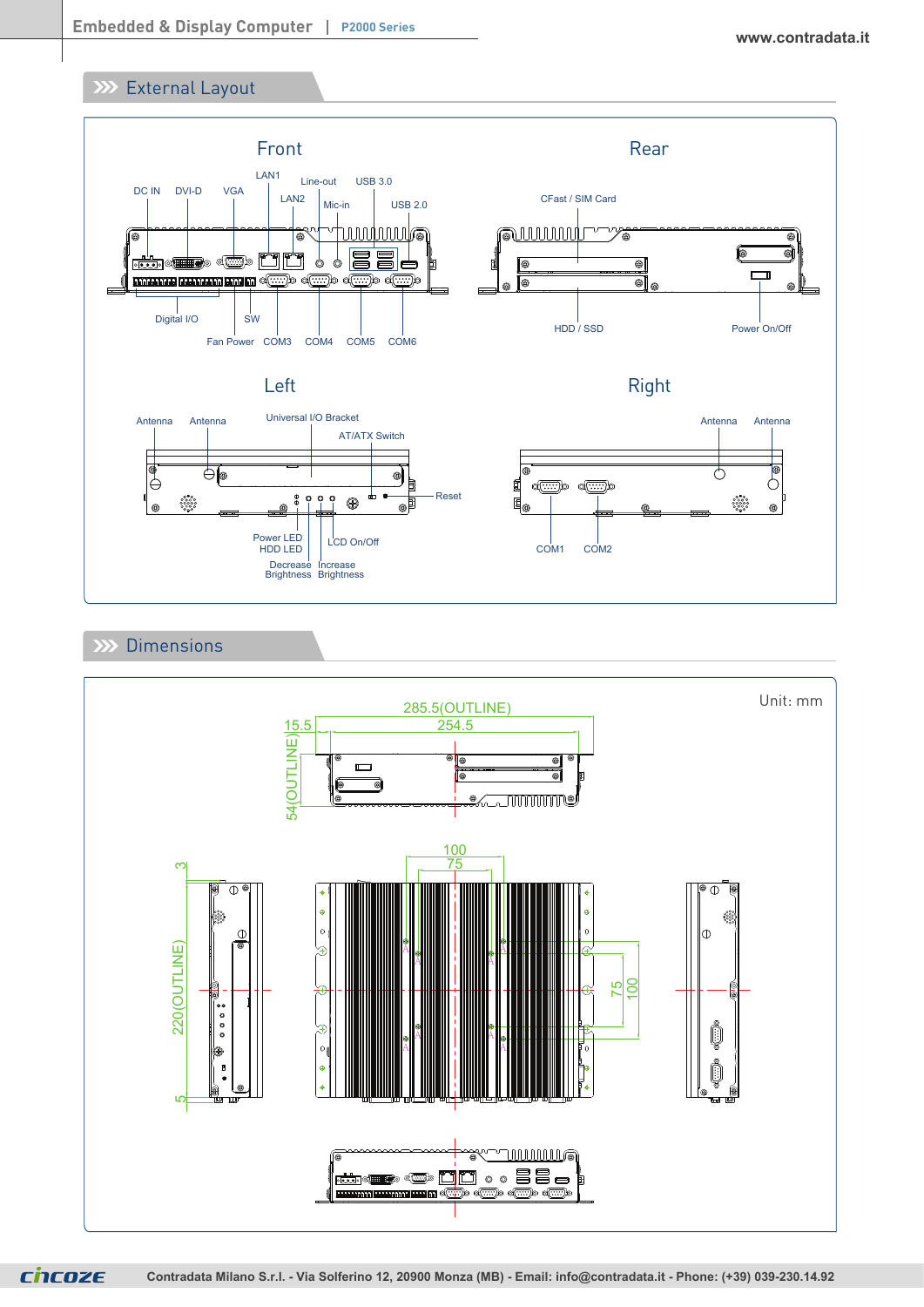## External Layout

### Front

DC IN, DVI-D, VGA, LAN1, LAN2, Line-out, Mic-in, USB 3.0, USB 2.0

Digital I/O, SW, Fan Power, COM3, COM4, COM5, COM6

### Rear

CFast / SIM Card

HDD / SSD, Power On/Off

### Left

Antenna, Antenna, Universal I/O Bracket, AT/ATX Switch, Reset

Power LED, HDD LED, LCD On/Off, Decrease Brightness, Increase Brightness

### Right

Antenna, Antenna

COM1, COM2

## Dimensions

Unit: mm

285.5(OUTLINE)

15.5

254.5

54(OUTLINE)

100

75

75

100

3

220(OUTLINE)

5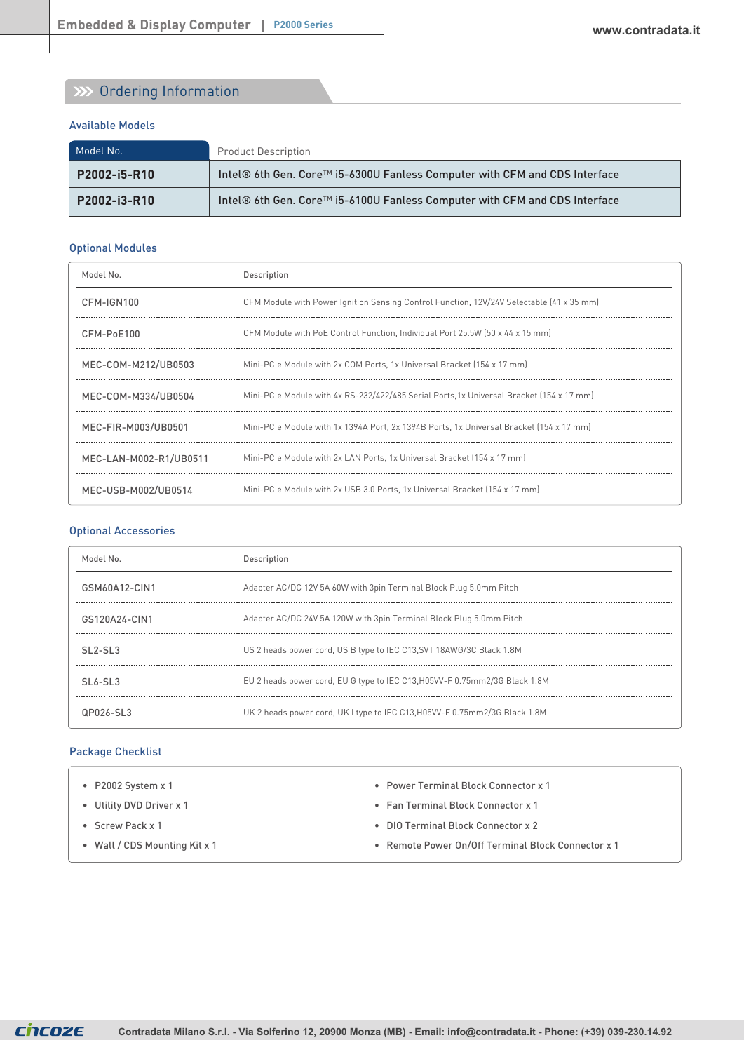## Ordering Information

### Available Models

| Model No. | Product Description |
|---|---|
| **P2002-i5-R10** | Intel® 6th Gen. Core™ i5-6300U Fanless Computer with CFM and CDS Interface |
| **P2002-i3-R10** | Intel® 6th Gen. Core™ i5-6100U Fanless Computer with CFM and CDS Interface |

### Optional Modules

| Model No. | Description |
|---|---|
| CFM-IGN100 | CFM Module with Power Ignition Sensing Control Function, 12V/24V Selectable (41 x 35 mm) |
| CFM-PoE100 | CFM Module with PoE Control Function, Individual Port 25.5W (50 x 44 x 15 mm) |
| MEC-COM-M212/UB0503 | Mini-PCIe Module with 2x COM Ports, 1x Universal Bracket (154 x 17 mm) |
| MEC-COM-M334/UB0504 | Mini-PCIe Module with 4x RS-232/422/485 Serial Ports,1x Universal Bracket (154 x 17 mm) |
| MEC-FIR-M003/UB0501 | Mini-PCIe Module with 1x 1394A Port, 2x 1394B Ports, 1x Universal Bracket (154 x 17 mm) |
| MEC-LAN-M002-R1/UB0511 | Mini-PCIe Module with 2x LAN Ports, 1x Universal Bracket (154 x 17 mm) |
| MEC-USB-M002/UB0514 | Mini-PCIe Module with 2x USB 3.0 Ports, 1x Universal Bracket (154 x 17 mm) |

### Optional Accessories

| Model No. | Description |
|---|---|
| GSM60A12-CIN1 | Adapter AC/DC 12V 5A 60W with 3pin Terminal Block Plug 5.0mm Pitch |
| GS120A24-CIN1 | Adapter AC/DC 24V 5A 120W with 3pin Terminal Block Plug 5.0mm Pitch |
| SL2-SL3 | US 2 heads power cord, US B type to IEC C13,SVT 18AWG/3C Black 1.8M |
| SL6-SL3 | EU 2 heads power cord, EU G type to IEC C13,H05VV-F 0.75mm2/3G Black 1.8M |
| QP026-SL3 | UK 2 heads power cord, UK I type to IEC C13,H05VV-F 0.75mm2/3G Black 1.8M |

### Package Checklist

- P2002 System x 1
- Utility DVD Driver x 1
- Screw Pack x 1
- Wall / CDS Mounting Kit x 1
- Power Terminal Block Connector x 1
- Fan Terminal Block Connector x 1
- DIO Terminal Block Connector x 2
- Remote Power On/Off Terminal Block Connector x 1